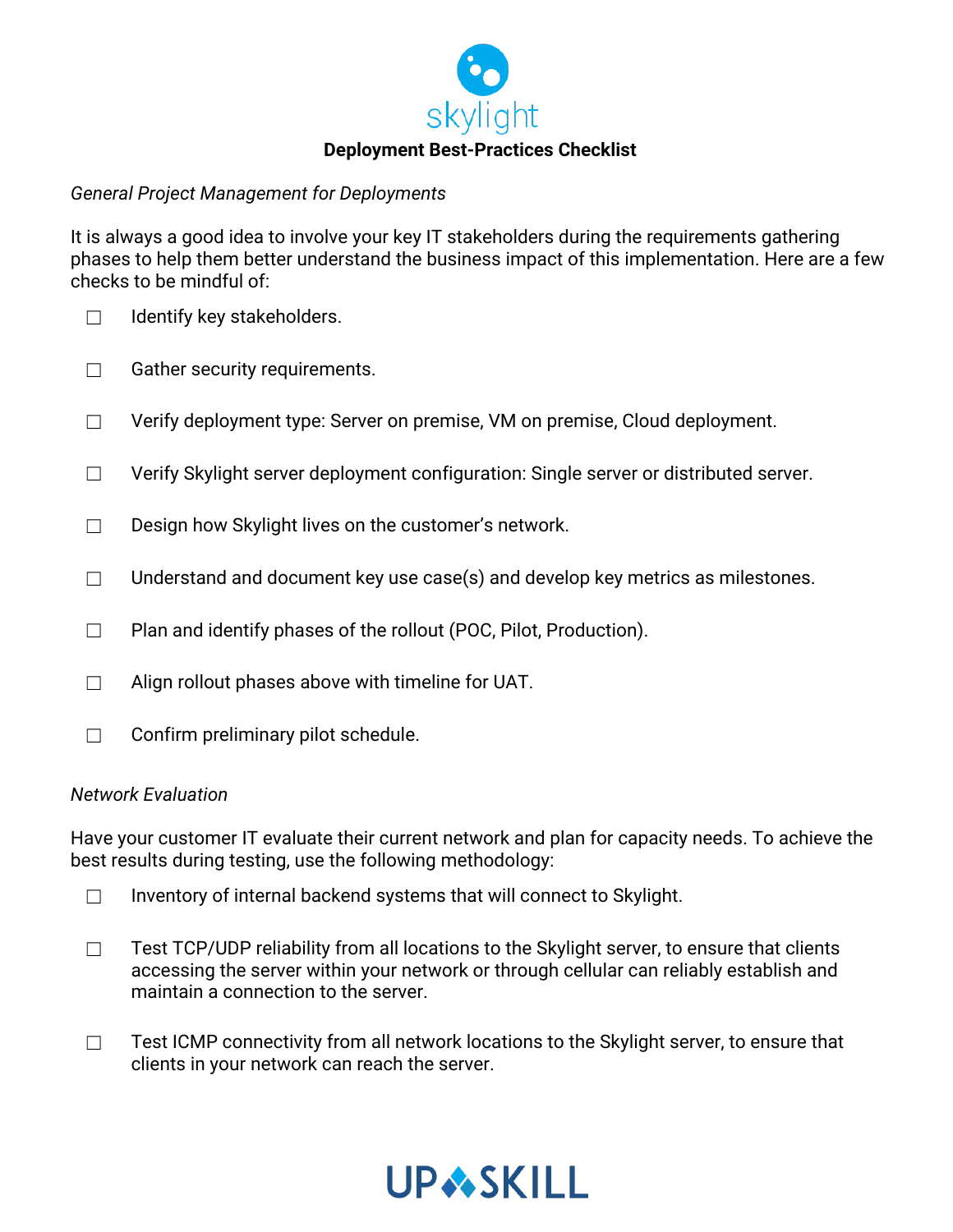# Deployment Best-Practices Checklist

*General Project Management for Deployments*

It is always a good idea to involve your key IT stakeholders during the requirements gathering phases to help them better understand the business impact of this implementation. Here are a few checks to be mindful of:

- ☐ Identify key stakeholders.
- ☐ Gather security requirements.
- ☐ Verify deployment type: Server on premise, VM on premise, Cloud deployment.
- ☐ Verify Skylight server deployment configuration: Single server or distributed server.
- ☐ Design how Skylight lives on the customer's network.
- ☐ Understand and document key use case(s) and develop key metrics as milestones.
- ☐ Plan and identify phases of the rollout (POC, Pilot, Production).
- ☐ Align rollout phases above with timeline for UAT.
- ☐ Confirm preliminary pilot schedule.

*Network Evaluation*

Have your customer IT evaluate their current network and plan for capacity needs. To achieve the best results during testing, use the following methodology:

- ☐ Inventory of internal backend systems that will connect to Skylight.
- ☐ Test TCP/UDP reliability from all locations to the Skylight server, to ensure that clients accessing the server within your network or through cellular can reliably establish and maintain a connection to the server.
- ☐ Test ICMP connectivity from all network locations to the Skylight server, to ensure that clients in your network can reach the server.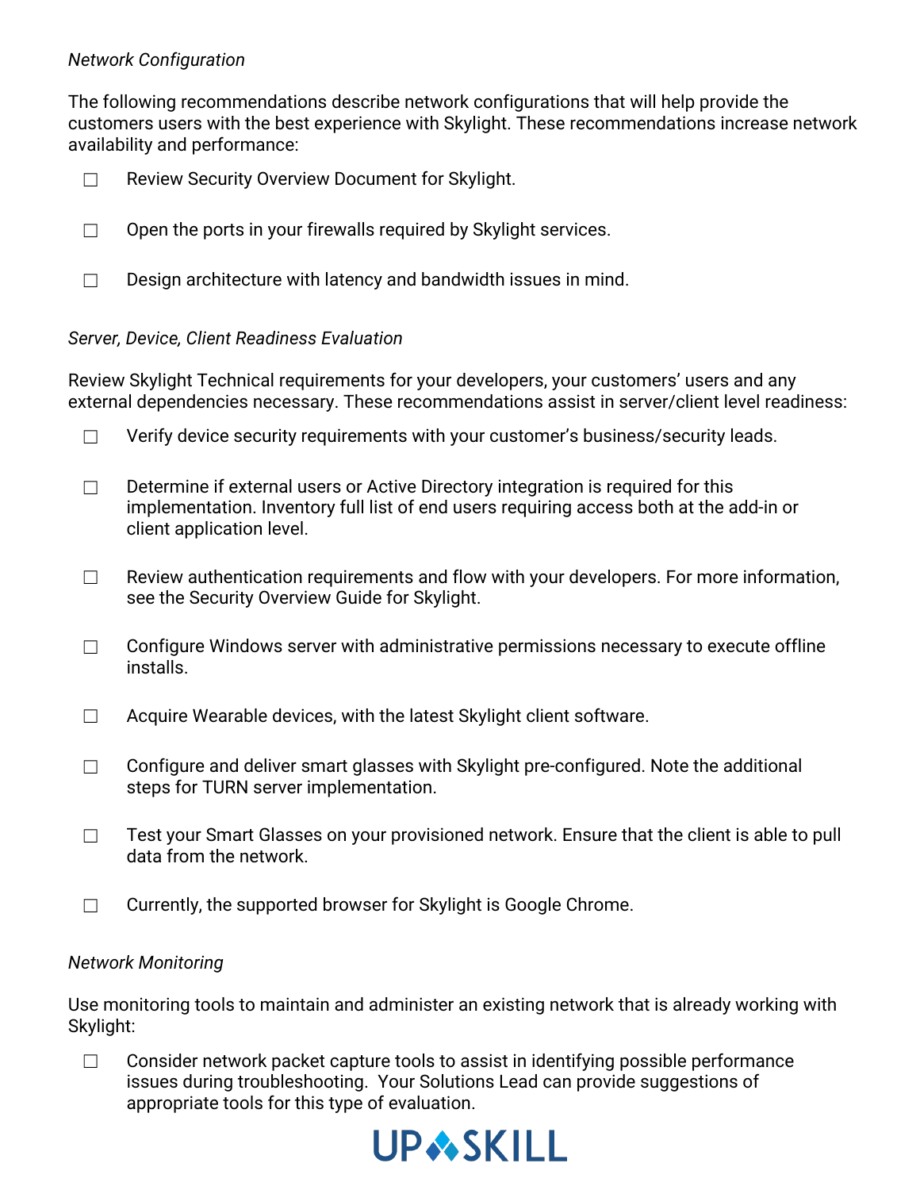*Network Configuration*

The following recommendations describe network configurations that will help provide the customers users with the best experience with Skylight. These recommendations increase network availability and performance:

- ☐ Review Security Overview Document for Skylight.
- ☐ Open the ports in your firewalls required by Skylight services.
- ☐ Design architecture with latency and bandwidth issues in mind.

*Server, Device, Client Readiness Evaluation*

Review Skylight Technical requirements for your developers, your customers' users and any external dependencies necessary. These recommendations assist in server/client level readiness:

- ☐ Verify device security requirements with your customer's business/security leads.
- ☐ Determine if external users or Active Directory integration is required for this implementation. Inventory full list of end users requiring access both at the add-in or client application level.
- ☐ Review authentication requirements and flow with your developers. For more information, see the Security Overview Guide for Skylight.
- ☐ Configure Windows server with administrative permissions necessary to execute offline installs.
- ☐ Acquire Wearable devices, with the latest Skylight client software.
- ☐ Configure and deliver smart glasses with Skylight pre-configured. Note the additional steps for TURN server implementation.
- ☐ Test your Smart Glasses on your provisioned network. Ensure that the client is able to pull data from the network.
- ☐ Currently, the supported browser for Skylight is Google Chrome.

*Network Monitoring*

Use monitoring tools to maintain and administer an existing network that is already working with Skylight:

- ☐ Consider network packet capture tools to assist in identifying possible performance issues during troubleshooting. Your Solutions Lead can provide suggestions of appropriate tools for this type of evaluation.